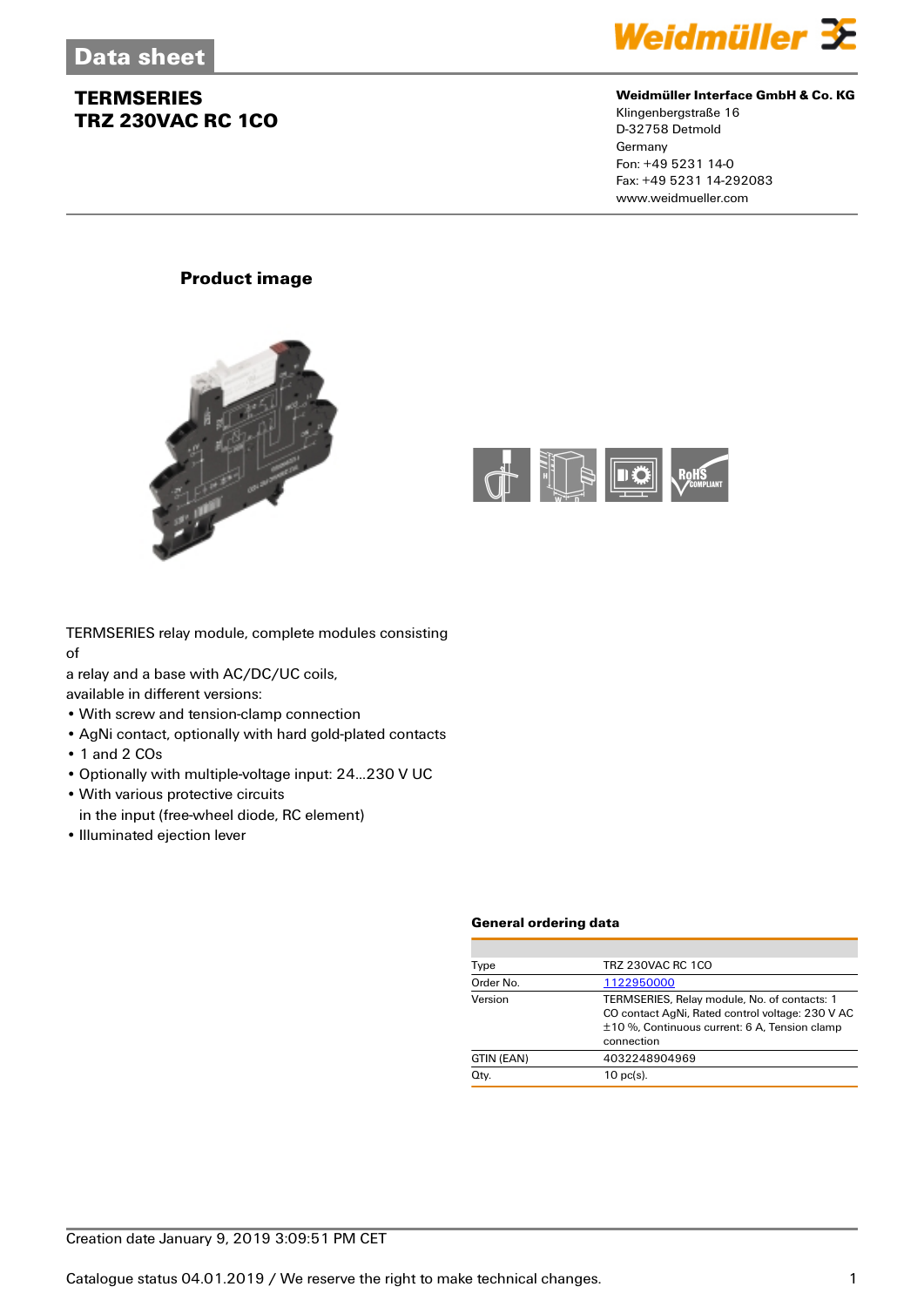# Data sheet

## TERMSERIES
## TRZ 230VAC RC 1CO

**Weidmüller Interface GmbH & Co. KG**
Klingenbergstraße 16
D-32758 Detmold
Germany
Fon: +49 5231 14-0
Fax: +49 5231 14-292083
www.weidmueller.com

### Product image

TERMSERIES relay module, complete modules consisting of
a relay and a base with AC/DC/UC coils,
available in different versions:

- With screw and tension-clamp connection
- AgNi contact, optionally with hard gold-plated contacts
- 1 and 2 COs
- Optionally with multiple-voltage input: 24...230 V UC
- With various protective circuits in the input (free-wheel diode, RC element)
- Illuminated ejection lever

### General ordering data

| | |
|---|---|
| Type | TRZ 230VAC RC 1CO |
| Order No. | 1122950000 |
| Version | TERMSERIES, Relay module, No. of contacts: 1 CO contact AgNi, Rated control voltage: 230 V AC ±10 %, Continuous current: 6 A, Tension clamp connection |
| GTIN (EAN) | 4032248904969 |
| Qty. | 10 pc(s). |

Creation date January 9, 2019 3:09:51 PM CET

Catalogue status 04.01.2019 / We reserve the right to make technical changes.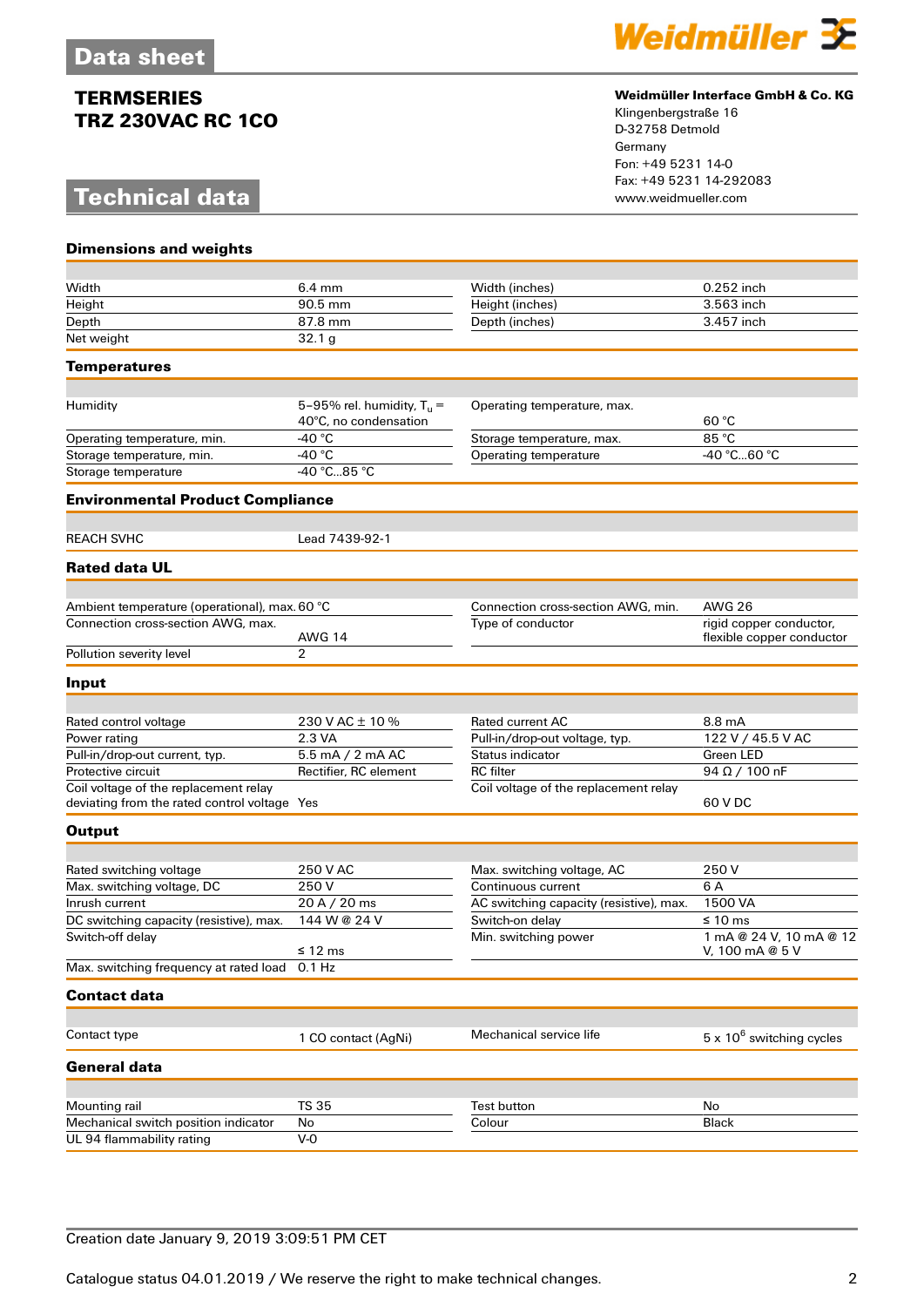# Data sheet

## TERMSERIES
## TRZ 230VAC RC 1CO

**Weidmüller Interface GmbH & Co. KG**
Klingenbergstraße 16
D-32758 Detmold
Germany
Fon: +49 5231 14-0
Fax: +49 5231 14-292083
www.weidmueller.com

# Technical data

### Dimensions and weights

| | | | |
|---|---|---|---|
| Width | 6.4 mm | Width (inches) | 0.252 inch |
| Height | 90.5 mm | Height (inches) | 3.563 inch |
| Depth | 87.8 mm | Depth (inches) | 3.457 inch |
| Net weight | 32.1 g | | |

### Temperatures

| | | | |
|---|---|---|---|
| Humidity | 5–95% rel. humidity, $T_u$ = 40°C, no condensation | Operating temperature, max. | 60 °C |
| Operating temperature, min. | -40 °C | Storage temperature, max. | 85 °C |
| Storage temperature, min. | -40 °C | Operating temperature | -40 °C...60 °C |
| Storage temperature | -40 °C...85 °C | | |

### Environmental Product Compliance

| | |
|---|---|
| REACH SVHC | Lead 7439-92-1 |

### Rated data UL

| | | | |
|---|---|---|---|
| Ambient temperature (operational), max. | 60 °C | Connection cross-section AWG, min. | AWG 26 |
| Connection cross-section AWG, max. | AWG 14 | Type of conductor | rigid copper conductor, flexible copper conductor |
| Pollution severity level | 2 | | |

### Input

| | | | |
|---|---|---|---|
| Rated control voltage | 230 V AC ± 10 % | Rated current AC | 8.8 mA |
| Power rating | 2.3 VA | Pull-in/drop-out voltage, typ. | 122 V / 45.5 V AC |
| Pull-in/drop-out current, typ. | 5.5 mA / 2 mA AC | Status indicator | Green LED |
| Protective circuit | Rectifier, RC element | RC filter | 94 Ω / 100 nF |
| Coil voltage of the replacement relay deviating from the rated control voltage | Yes | Coil voltage of the replacement relay | 60 V DC |

### Output

| | | | |
|---|---|---|---|
| Rated switching voltage | 250 V AC | Max. switching voltage, AC | 250 V |
| Max. switching voltage, DC | 250 V | Continuous current | 6 A |
| Inrush current | 20 A / 20 ms | AC switching capacity (resistive), max. | 1500 VA |
| DC switching capacity (resistive), max. | 144 W @ 24 V | Switch-on delay | ≤ 10 ms |
| Switch-off delay | ≤ 12 ms | Min. switching power | 1 mA @ 24 V, 10 mA @ 12 V, 100 mA @ 5 V |
| Max. switching frequency at rated load | 0.1 Hz | | |

### Contact data

| | | | |
|---|---|---|---|
| Contact type | 1 CO contact (AgNi) | Mechanical service life | 5 x $10^6$ switching cycles |

### General data

| | | | |
|---|---|---|---|
| Mounting rail | TS 35 | Test button | No |
| Mechanical switch position indicator | No | Colour | Black |
| UL 94 flammability rating | V-0 | | |

Creation date January 9, 2019 3:09:51 PM CET

Catalogue status 04.01.2019 / We reserve the right to make technical changes.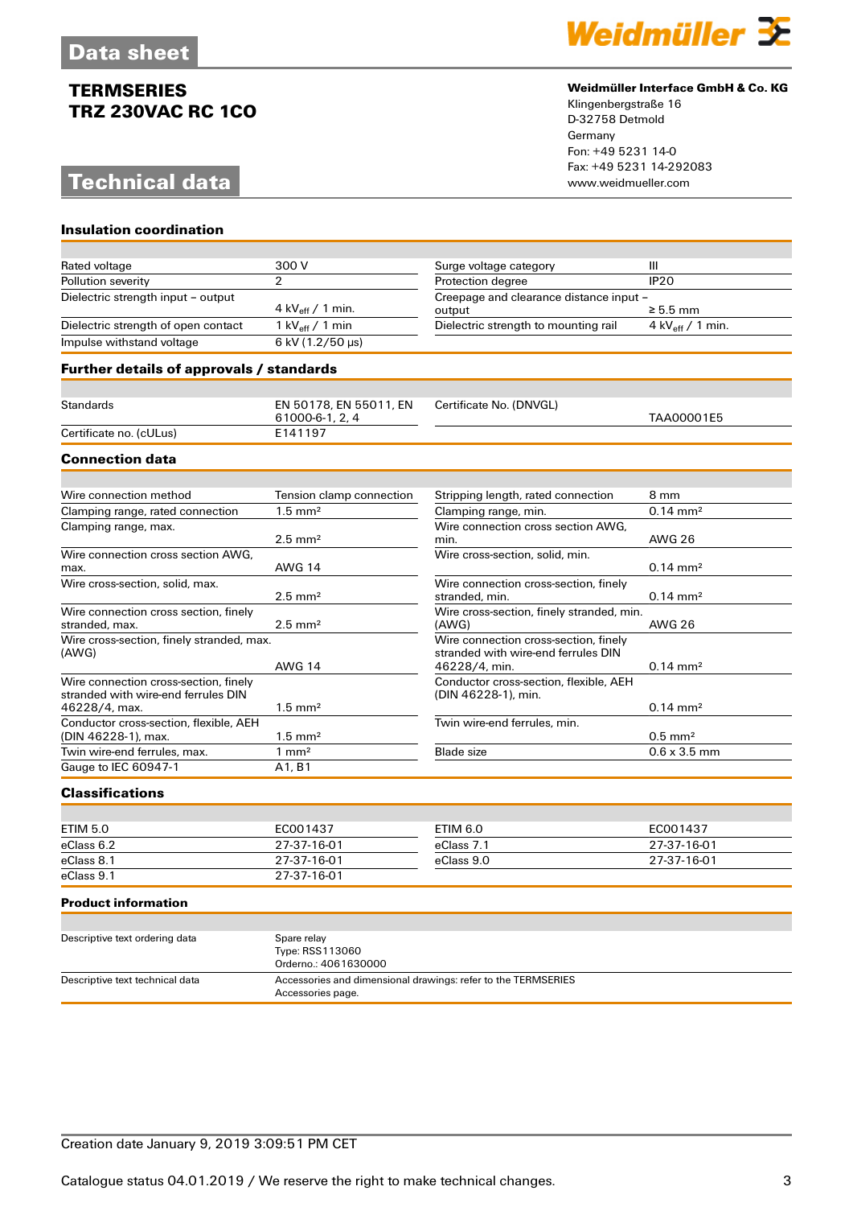# Data sheet

## TERMSERIES
## TRZ 230VAC RC 1CO

**Weidmüller Interface GmbH & Co. KG**
Klingenbergstraße 16
D-32758 Detmold
Germany
Fon: +49 5231 14-0
Fax: +49 5231 14-292083
www.weidmueller.com

# Technical data

### Insulation coordination

| | | | |
|---|---|---|---|
| Rated voltage | 300 V | Surge voltage category | III |
| Pollution severity | 2 | Protection degree | IP20 |
| Dielectric strength input – output | 4 $kV_{eff}$ / 1 min. | Creepage and clearance distance input – output | ≥ 5.5 mm |
| Dielectric strength of open contact | 1 $kV_{eff}$ / 1 min | Dielectric strength to mounting rail | 4 $kV_{eff}$ / 1 min. |
| Impulse withstand voltage | 6 kV (1.2/50 µs) | | |

### Further details of approvals / standards

| | | | |
|---|---|---|---|
| Standards | EN 50178, EN 55011, EN 61000-6-1, 2, 4 | Certificate No. (DNVGL) | TAA00001E5 |
| Certificate no. (cULus) | E141197 | | |

### Connection data

| | | | |
|---|---|---|---|
| Wire connection method | Tension clamp connection | Stripping length, rated connection | 8 mm |
| Clamping range, rated connection | 1.5 mm² | Clamping range, min. | 0.14 mm² |
| Clamping range, max. | 2.5 mm² | Wire connection cross section AWG, min. | AWG 26 |
| Wire connection cross section AWG, max. | AWG 14 | Wire cross-section, solid, min. | 0.14 mm² |
| Wire cross-section, solid, max. | 2.5 mm² | Wire connection cross-section, finely stranded, min. | 0.14 mm² |
| Wire connection cross section, finely stranded, max. | 2.5 mm² | Wire cross-section, finely stranded, min. (AWG) | AWG 26 |
| Wire cross-section, finely stranded, max. (AWG) | AWG 14 | Wire connection cross-section, finely stranded with wire-end ferrules DIN 46228/4, min. | 0.14 mm² |
| Wire connection cross-section, finely stranded with wire-end ferrules DIN 46228/4, max. | 1.5 mm² | Conductor cross-section, flexible, AEH (DIN 46228-1), min. | 0.14 mm² |
| Conductor cross-section, flexible, AEH (DIN 46228-1), max. | 1.5 mm² | Twin wire-end ferrules, min. | 0.5 mm² |
| Twin wire-end ferrules, max. | 1 mm² | Blade size | 0.6 x 3.5 mm |
| Gauge to IEC 60947-1 | A1, B1 | | |

### Classifications

| | | | |
|---|---|---|---|
| ETIM 5.0 | EC001437 | ETIM 6.0 | EC001437 |
| eClass 6.2 | 27-37-16-01 | eClass 7.1 | 27-37-16-01 |
| eClass 8.1 | 27-37-16-01 | eClass 9.0 | 27-37-16-01 |
| eClass 9.1 | 27-37-16-01 | | |

### Product information

| | |
|---|---|
| Descriptive text ordering data | Spare relay<br>Type: RSS113060<br>Orderno.: 4061630000 |
| Descriptive text technical data | Accessories and dimensional drawings: refer to the TERMSERIES Accessories page. |

Creation date January 9, 2019 3:09:51 PM CET

Catalogue status 04.01.2019 / We reserve the right to make technical changes.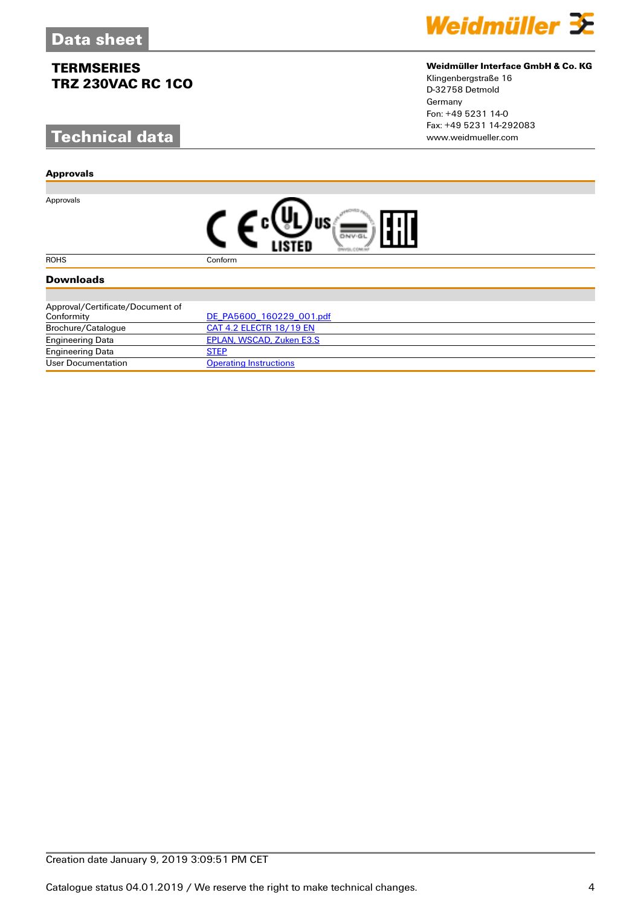# Data sheet

**TERMSERIES**
**TRZ 230VAC RC 1CO**

**Weidmüller Interface GmbH & Co. KG**
Klingenbergstraße 16
D-32758 Detmold
Germany
Fon: +49 5231 14-0
Fax: +49 5231 14-292083
www.weidmueller.com

## Technical data

### Approvals

| | |
|---|---|
| Approvals | |
| ROHS | Conform |

### Downloads

| | |
|---|---|
| Approval/Certificate/Document of Conformity | DE_PA5600_160229_001.pdf |
| Brochure/Catalogue | CAT 4.2 ELECTR 18/19 EN |
| Engineering Data | EPLAN, WSCAD, Zuken E3.S |
| Engineering Data | STEP |
| User Documentation | Operating Instructions |

Creation date January 9, 2019 3:09:51 PM CET

Catalogue status 04.01.2019 / We reserve the right to make technical changes.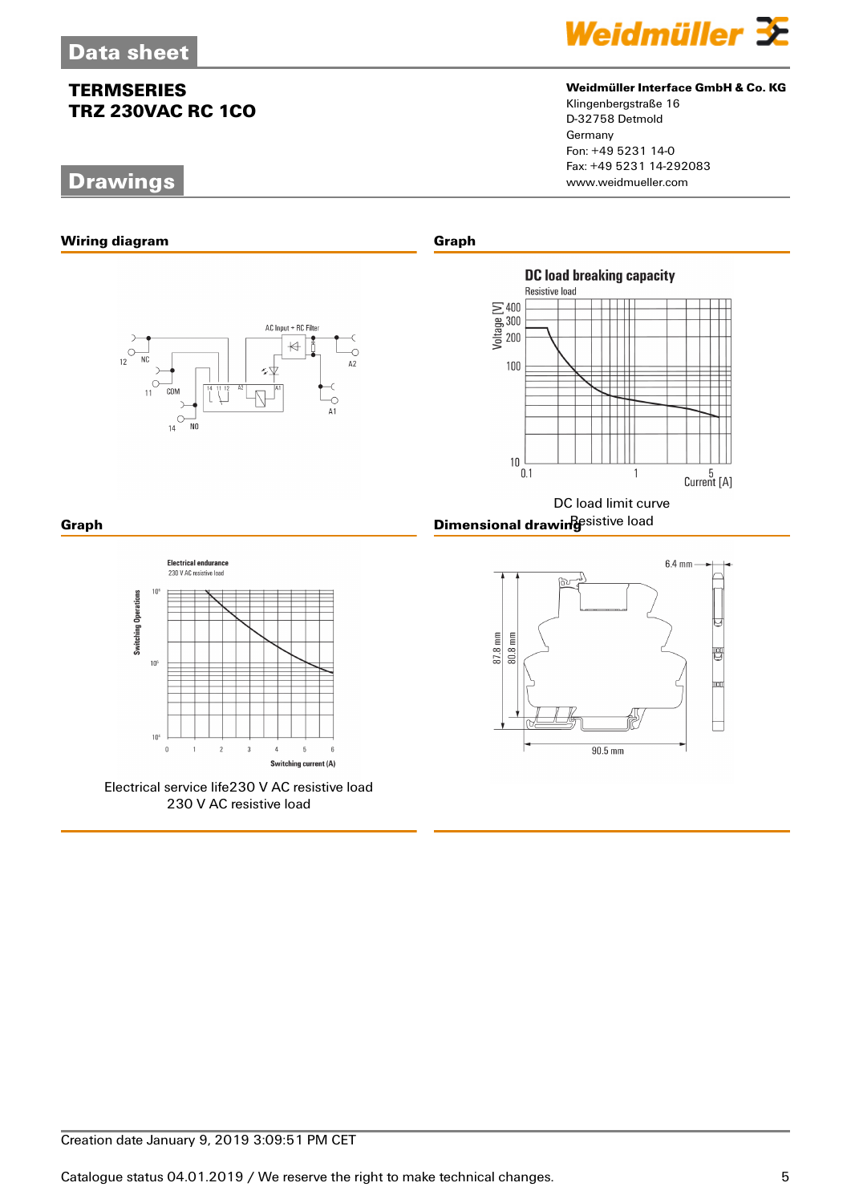## TERMSERIES
## TRZ 230VAC RC 1CO

**Weidmüller Interface GmbH & Co. KG**
Klingenbergstraße 16
D-32758 Detmold
Germany
Fon: +49 5231 14-0
Fax: +49 5231 14-292083
www.weidmueller.com

# Drawings

### Wiring diagram

### Graph

DC load limit curve
Resistive load

### Graph

Electrical service life230 V AC resistive load
230 V AC resistive load

### Dimensional drawing

Creation date January 9, 2019 3:09:51 PM CET

Catalogue status 04.01.2019 / We reserve the right to make technical changes.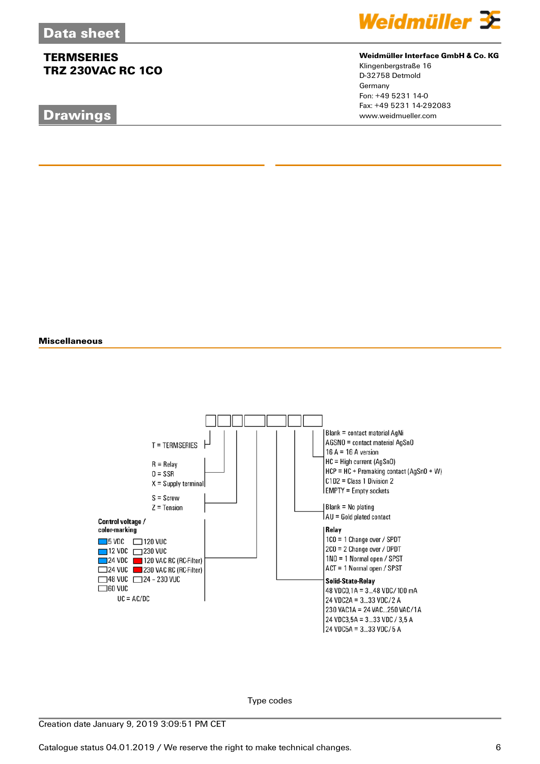## Data sheet

**TERMSERIES**
**TRZ 230VAC RC 1CO**

**Weidmüller Interface GmbH & Co. KG**
Klingenbergstraße 16
D-32758 Detmold
Germany
Fon: +49 5231 14-0
Fax: +49 5231 14-292083
www.weidmueller.com

## Drawings

### Miscellaneous

T = TERMSERIES

R = Relay
O = SSR
X = Supply terminal

S = Screw
Z = Tension

**Control voltage / color-marking**

5 VDC
12 VDC
24 VDC
24 VUC
48 VUC
60 VUC
120 VUC
230 VUC
120 VAC RC (RC-Filter)
230 VAC RC (RC-Filter)
24 - 230 VUC

UC = AC/DC

Blank = contact material AgNi
AGSNO = contact material AgSnO
16 A = 16 A version
HC = High current (AgSnO)
HCP = HC + Premaking contact (AgSnO + W)
C1D2 = Class 1 Division 2
EMPTY = Empty sockets

Blank = No plating
AU = Gold plated contact

**Relay**
1CO = 1 Change over / SPDT
2CO = 2 Change over / DPDT
1NO = 1 Normal open / SPST
ACT = 1 Normal open / SPST

**Solid-State-Relay**
48 VDC0,1A = 3...48 VDC/ 100 mA
24 VDC2A = 3...33 VDC/2 A
230 VAC1A = 24 VAC...250 VAC/1A
24 VDC3,5A = 3...33 VDC / 3,5 A
24 VDC5A = 3...33 VDC/ 5 A

Type codes

Creation date January 9, 2019 3:09:51 PM CET

Catalogue status 04.01.2019 / We reserve the right to make technical changes.